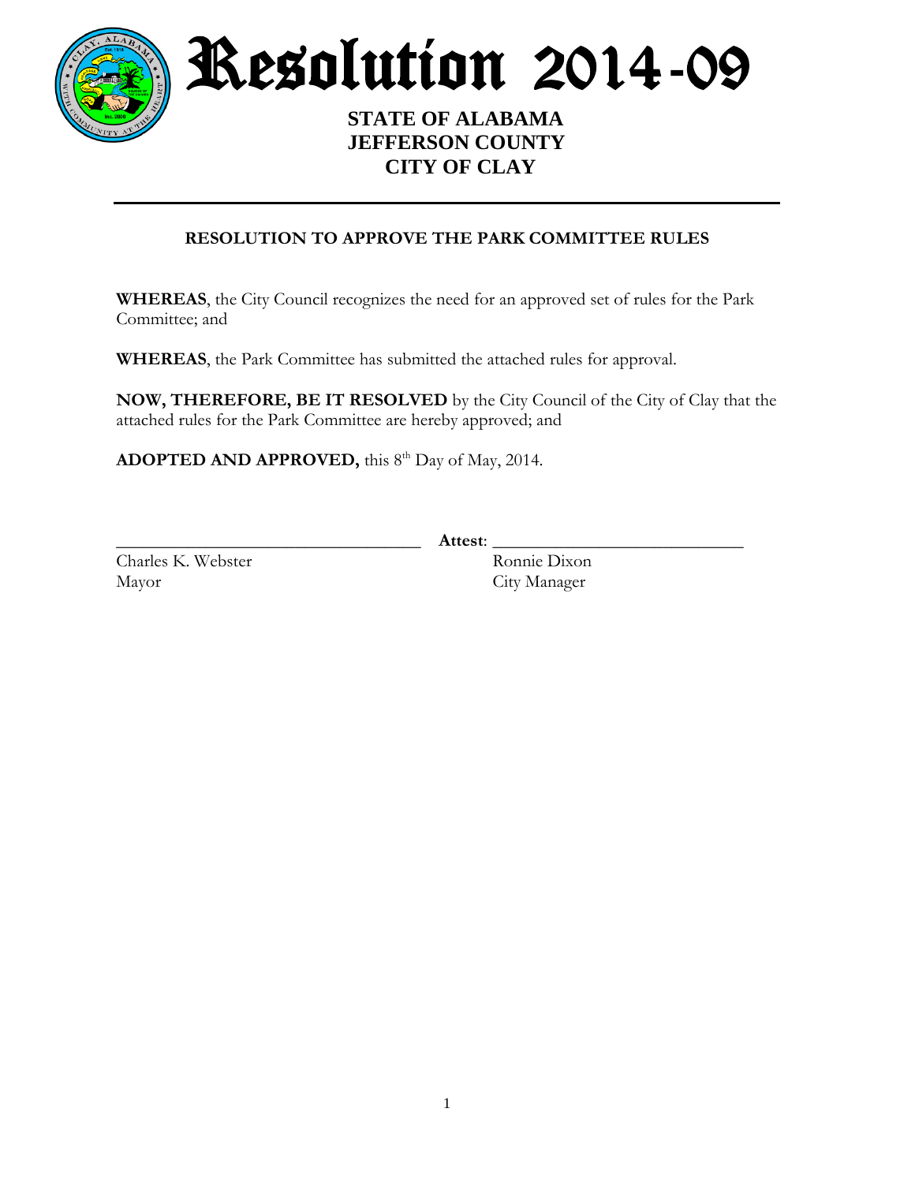# Resolution 2014-09

**STATE OF ALABAMA**
**JEFFERSON COUNTY**
**CITY OF CLAY**

---

## RESOLUTION TO APPROVE THE PARK COMMITTEE RULES

**WHEREAS**, the City Council recognizes the need for an approved set of rules for the Park Committee; and

**WHEREAS**, the Park Committee has submitted the attached rules for approval.

**NOW, THEREFORE, BE IT RESOLVED** by the City Council of the City of Clay that the attached rules for the Park Committee are hereby approved; and

**ADOPTED AND APPROVED,** this 8th Day of May, 2014.

\_\_\_\_\_\_\_\_\_\_\_\_\_\_\_\_\_\_\_\_\_\_\_\_\_\_\_\_\_\_\_\_\_\_ **Attest**: \_\_\_\_\_\_\_\_\_\_\_\_\_\_\_\_\_\_\_\_\_\_\_\_\_\_\_\_

Charles K. Webster
Mayor

Ronnie Dixon
City Manager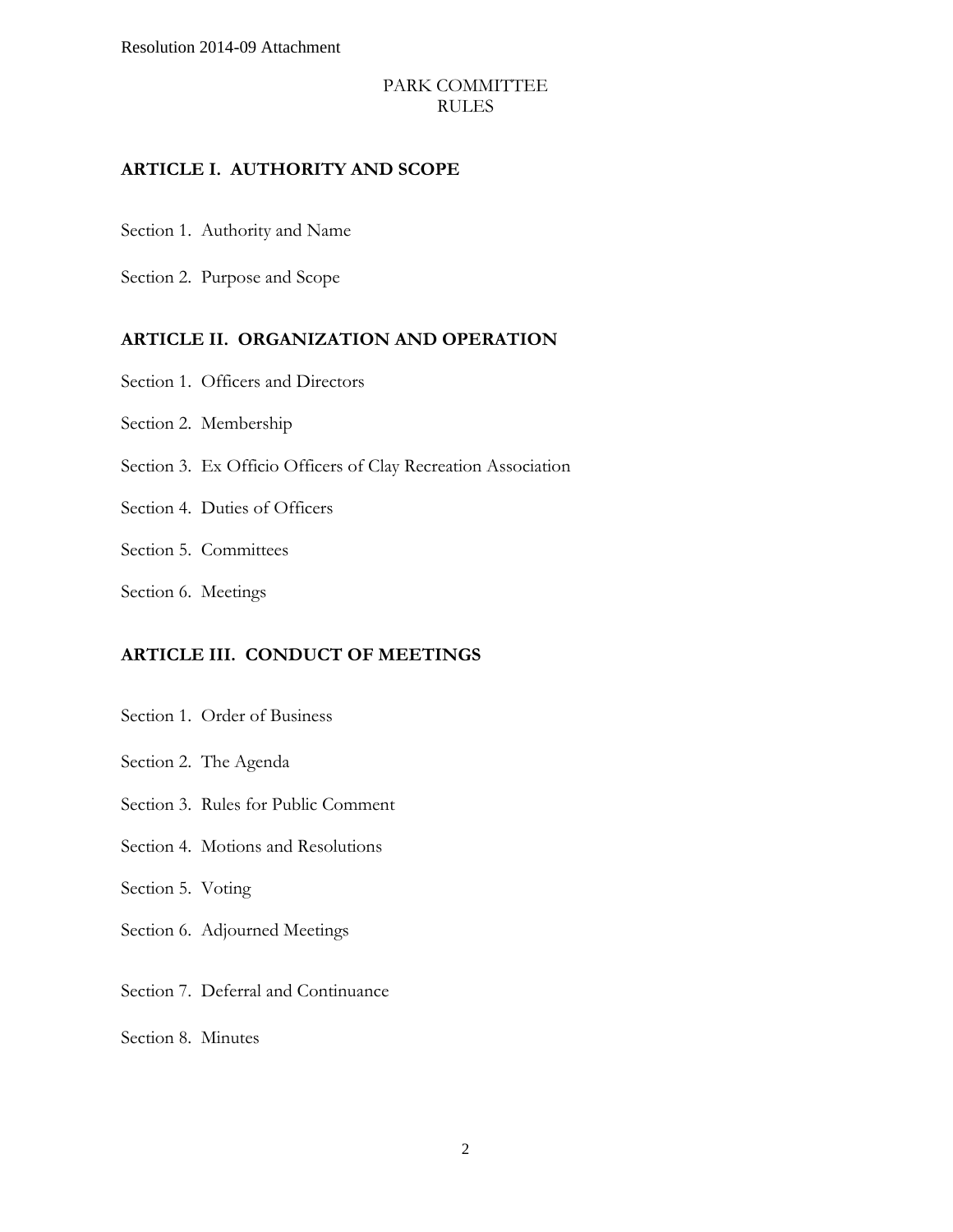Resolution 2014-09 Attachment

# PARK COMMITTEE RULES

## ARTICLE I. AUTHORITY AND SCOPE

Section 1. Authority and Name

Section 2. Purpose and Scope

## ARTICLE II. ORGANIZATION AND OPERATION

Section 1. Officers and Directors

Section 2. Membership

Section 3. Ex Officio Officers of Clay Recreation Association

Section 4. Duties of Officers

Section 5. Committees

Section 6. Meetings

## ARTICLE III. CONDUCT OF MEETINGS

Section 1. Order of Business

Section 2. The Agenda

Section 3. Rules for Public Comment

Section 4. Motions and Resolutions

Section 5. Voting

Section 6. Adjourned Meetings

Section 7. Deferral and Continuance

Section 8. Minutes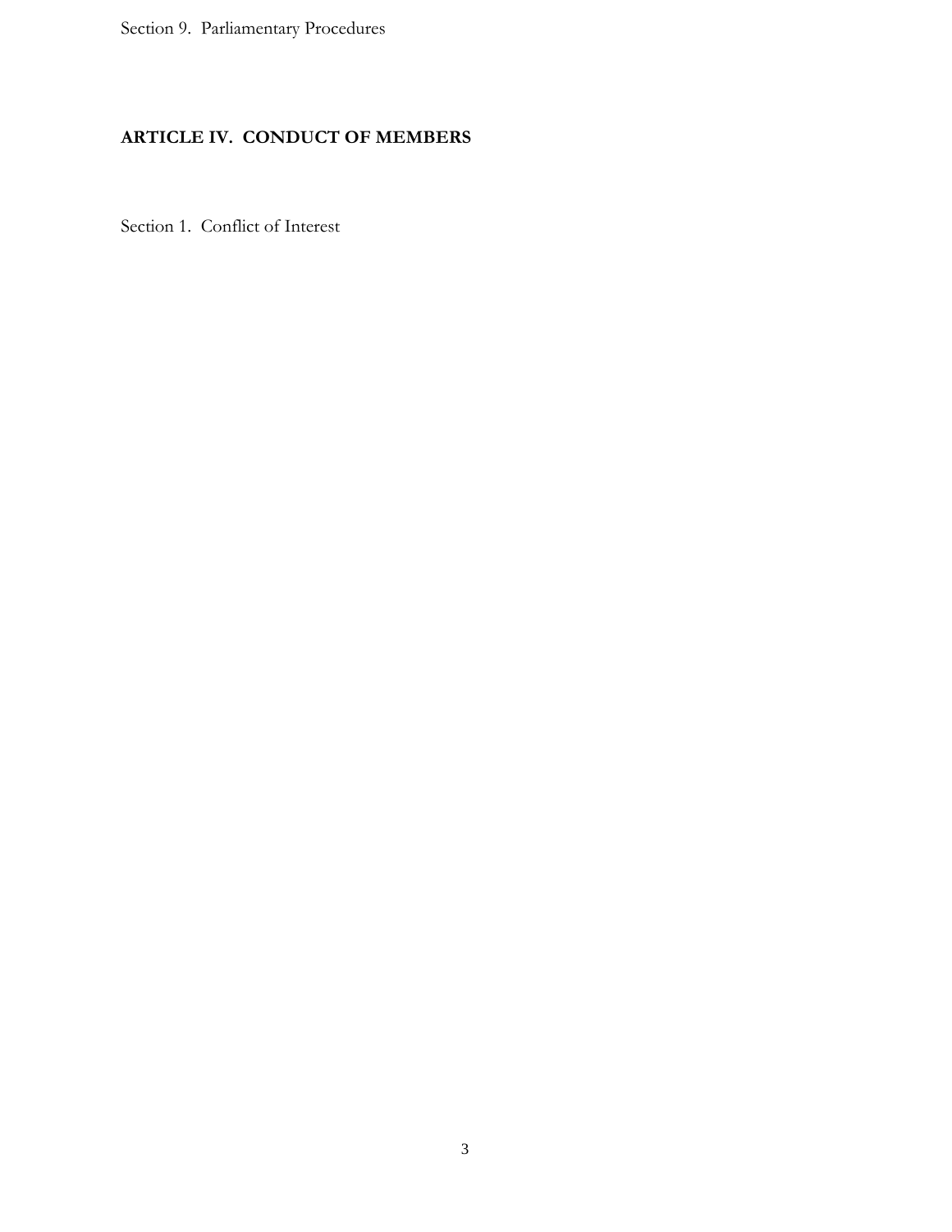Section 9. Parliamentary Procedures

## ARTICLE IV. CONDUCT OF MEMBERS

Section 1. Conflict of Interest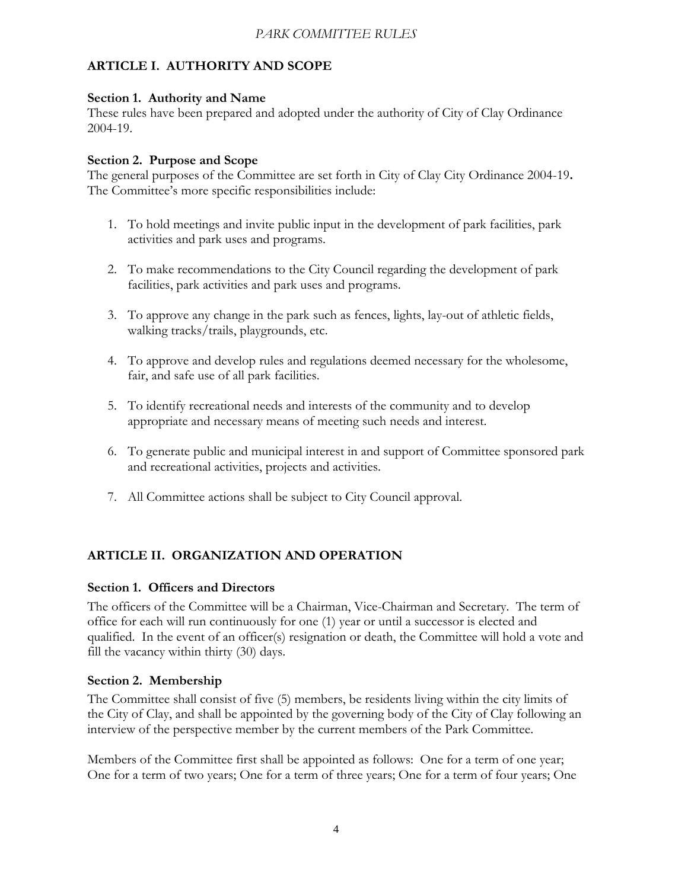## ARTICLE I. AUTHORITY AND SCOPE

### Section 1. Authority and Name

These rules have been prepared and adopted under the authority of City of Clay Ordinance 2004-19.

### Section 2. Purpose and Scope

The general purposes of the Committee are set forth in City of Clay City Ordinance 2004-19**.** The Committee's more specific responsibilities include:

1. To hold meetings and invite public input in the development of park facilities, park activities and park uses and programs.

2. To make recommendations to the City Council regarding the development of park facilities, park activities and park uses and programs.

3. To approve any change in the park such as fences, lights, lay-out of athletic fields, walking tracks/trails, playgrounds, etc.

4. To approve and develop rules and regulations deemed necessary for the wholesome, fair, and safe use of all park facilities.

5. To identify recreational needs and interests of the community and to develop appropriate and necessary means of meeting such needs and interest.

6. To generate public and municipal interest in and support of Committee sponsored park and recreational activities, projects and activities.

7. All Committee actions shall be subject to City Council approval.

## ARTICLE II. ORGANIZATION AND OPERATION

### Section 1. Officers and Directors

The officers of the Committee will be a Chairman, Vice-Chairman and Secretary. The term of office for each will run continuously for one (1) year or until a successor is elected and qualified. In the event of an officer(s) resignation or death, the Committee will hold a vote and fill the vacancy within thirty (30) days.

### Section 2. Membership

The Committee shall consist of five (5) members, be residents living within the city limits of the City of Clay, and shall be appointed by the governing body of the City of Clay following an interview of the perspective member by the current members of the Park Committee.

Members of the Committee first shall be appointed as follows: One for a term of one year; One for a term of two years; One for a term of three years; One for a term of four years; One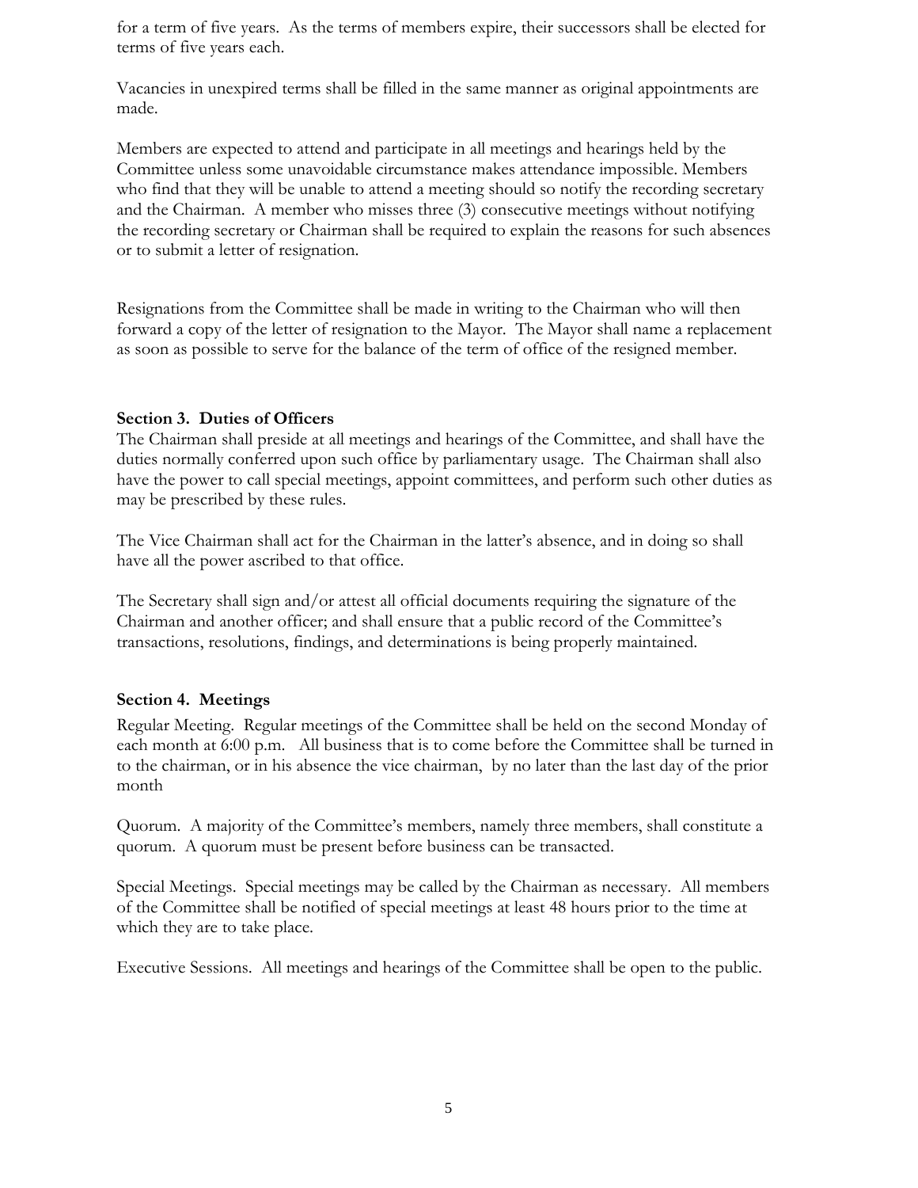for a term of five years. As the terms of members expire, their successors shall be elected for terms of five years each.

Vacancies in unexpired terms shall be filled in the same manner as original appointments are made.

Members are expected to attend and participate in all meetings and hearings held by the Committee unless some unavoidable circumstance makes attendance impossible. Members who find that they will be unable to attend a meeting should so notify the recording secretary and the Chairman. A member who misses three (3) consecutive meetings without notifying the recording secretary or Chairman shall be required to explain the reasons for such absences or to submit a letter of resignation.

Resignations from the Committee shall be made in writing to the Chairman who will then forward a copy of the letter of resignation to the Mayor. The Mayor shall name a replacement as soon as possible to serve for the balance of the term of office of the resigned member.

**Section 3. Duties of Officers**

The Chairman shall preside at all meetings and hearings of the Committee, and shall have the duties normally conferred upon such office by parliamentary usage. The Chairman shall also have the power to call special meetings, appoint committees, and perform such other duties as may be prescribed by these rules.

The Vice Chairman shall act for the Chairman in the latter's absence, and in doing so shall have all the power ascribed to that office.

The Secretary shall sign and/or attest all official documents requiring the signature of the Chairman and another officer; and shall ensure that a public record of the Committee's transactions, resolutions, findings, and determinations is being properly maintained.

**Section 4. Meetings**

Regular Meeting. Regular meetings of the Committee shall be held on the second Monday of each month at 6:00 p.m. All business that is to come before the Committee shall be turned in to the chairman, or in his absence the vice chairman, by no later than the last day of the prior month

Quorum. A majority of the Committee's members, namely three members, shall constitute a quorum. A quorum must be present before business can be transacted.

Special Meetings. Special meetings may be called by the Chairman as necessary. All members of the Committee shall be notified of special meetings at least 48 hours prior to the time at which they are to take place.

Executive Sessions. All meetings and hearings of the Committee shall be open to the public.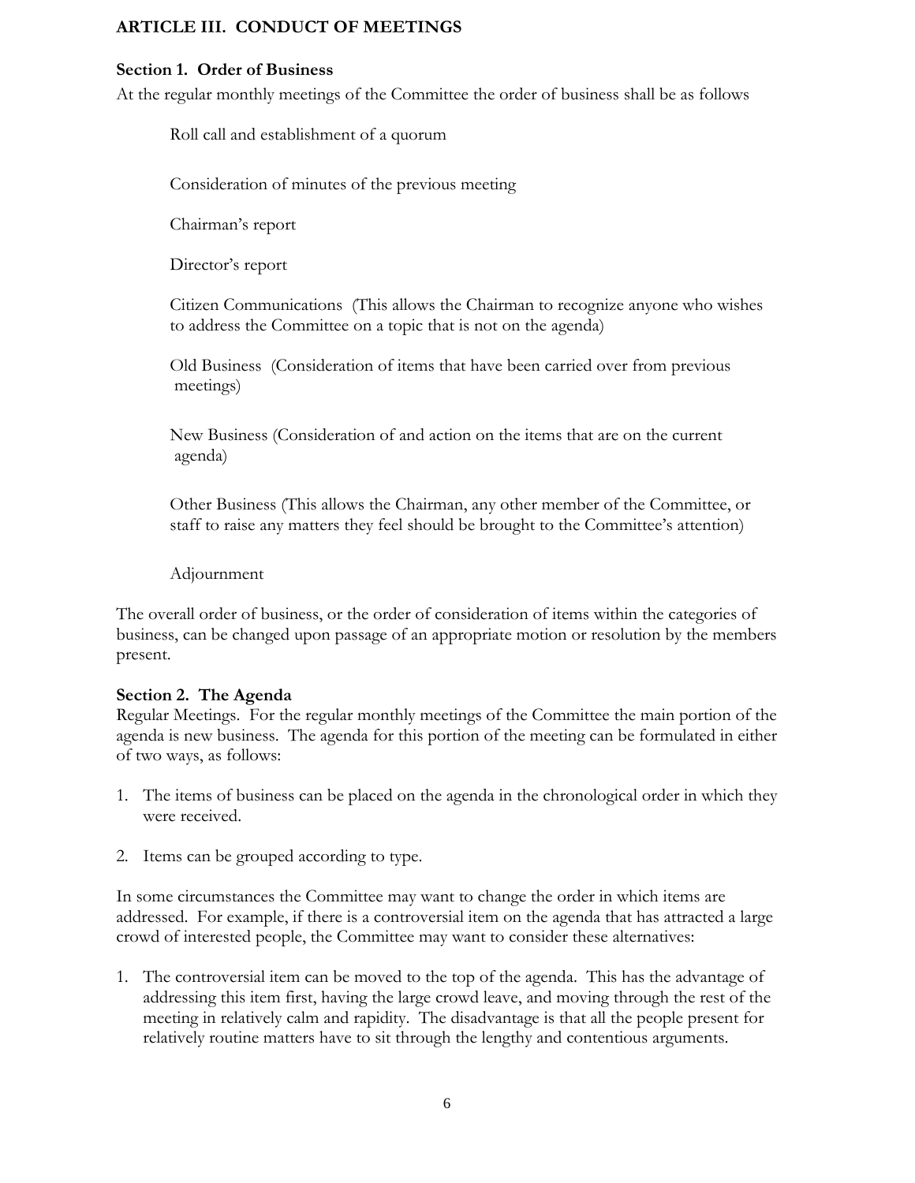## ARTICLE III. CONDUCT OF MEETINGS

### Section 1. Order of Business

At the regular monthly meetings of the Committee the order of business shall be as follows

Roll call and establishment of a quorum

Consideration of minutes of the previous meeting

Chairman's report

Director's report

Citizen Communications (This allows the Chairman to recognize anyone who wishes to address the Committee on a topic that is not on the agenda)

Old Business (Consideration of items that have been carried over from previous meetings)

New Business (Consideration of and action on the items that are on the current agenda)

Other Business (This allows the Chairman, any other member of the Committee, or staff to raise any matters they feel should be brought to the Committee's attention)

Adjournment

The overall order of business, or the order of consideration of items within the categories of business, can be changed upon passage of an appropriate motion or resolution by the members present.

### Section 2. The Agenda

Regular Meetings. For the regular monthly meetings of the Committee the main portion of the agenda is new business. The agenda for this portion of the meeting can be formulated in either of two ways, as follows:

1. The items of business can be placed on the agenda in the chronological order in which they were received.

2. Items can be grouped according to type.

In some circumstances the Committee may want to change the order in which items are addressed. For example, if there is a controversial item on the agenda that has attracted a large crowd of interested people, the Committee may want to consider these alternatives:

1. The controversial item can be moved to the top of the agenda. This has the advantage of addressing this item first, having the large crowd leave, and moving through the rest of the meeting in relatively calm and rapidity. The disadvantage is that all the people present for relatively routine matters have to sit through the lengthy and contentious arguments.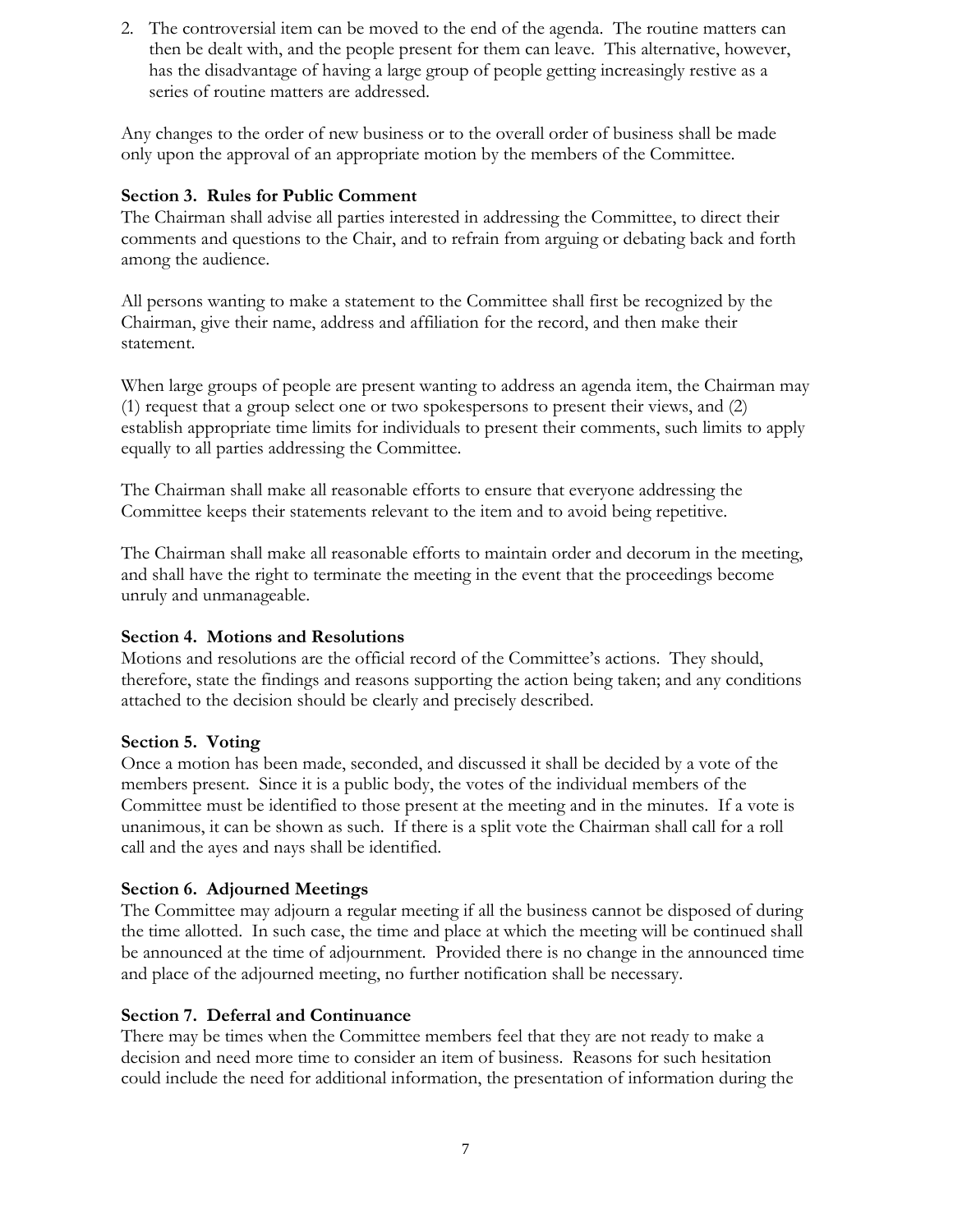2. The controversial item can be moved to the end of the agenda. The routine matters can then be dealt with, and the people present for them can leave. This alternative, however, has the disadvantage of having a large group of people getting increasingly restive as a series of routine matters are addressed.

Any changes to the order of new business or to the overall order of business shall be made only upon the approval of an appropriate motion by the members of the Committee.

**Section 3. Rules for Public Comment**

The Chairman shall advise all parties interested in addressing the Committee, to direct their comments and questions to the Chair, and to refrain from arguing or debating back and forth among the audience.

All persons wanting to make a statement to the Committee shall first be recognized by the Chairman, give their name, address and affiliation for the record, and then make their statement.

When large groups of people are present wanting to address an agenda item, the Chairman may (1) request that a group select one or two spokespersons to present their views, and (2) establish appropriate time limits for individuals to present their comments, such limits to apply equally to all parties addressing the Committee.

The Chairman shall make all reasonable efforts to ensure that everyone addressing the Committee keeps their statements relevant to the item and to avoid being repetitive.

The Chairman shall make all reasonable efforts to maintain order and decorum in the meeting, and shall have the right to terminate the meeting in the event that the proceedings become unruly and unmanageable.

**Section 4. Motions and Resolutions**

Motions and resolutions are the official record of the Committee's actions. They should, therefore, state the findings and reasons supporting the action being taken; and any conditions attached to the decision should be clearly and precisely described.

**Section 5. Voting**

Once a motion has been made, seconded, and discussed it shall be decided by a vote of the members present. Since it is a public body, the votes of the individual members of the Committee must be identified to those present at the meeting and in the minutes. If a vote is unanimous, it can be shown as such. If there is a split vote the Chairman shall call for a roll call and the ayes and nays shall be identified.

**Section 6. Adjourned Meetings**

The Committee may adjourn a regular meeting if all the business cannot be disposed of during the time allotted. In such case, the time and place at which the meeting will be continued shall be announced at the time of adjournment. Provided there is no change in the announced time and place of the adjourned meeting, no further notification shall be necessary.

**Section 7. Deferral and Continuance**

There may be times when the Committee members feel that they are not ready to make a decision and need more time to consider an item of business. Reasons for such hesitation could include the need for additional information, the presentation of information during the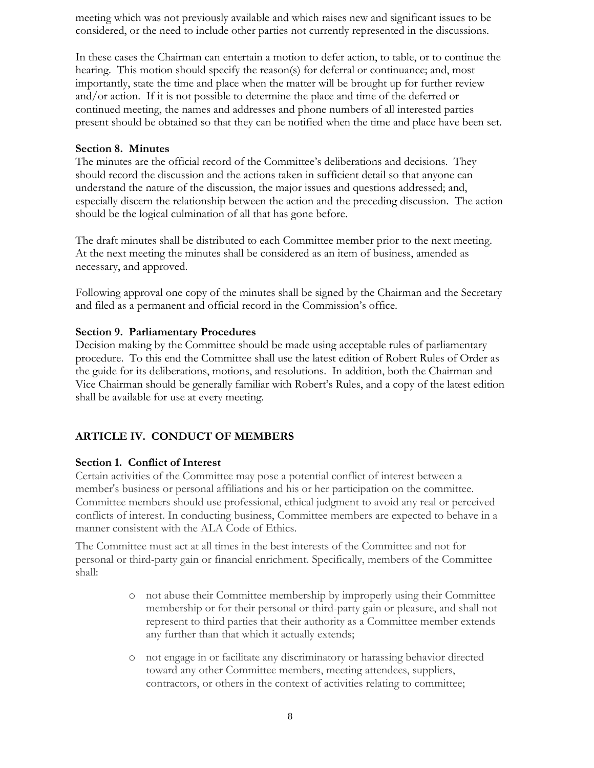meeting which was not previously available and which raises new and significant issues to be considered, or the need to include other parties not currently represented in the discussions.

In these cases the Chairman can entertain a motion to defer action, to table, or to continue the hearing. This motion should specify the reason(s) for deferral or continuance; and, most importantly, state the time and place when the matter will be brought up for further review and/or action. If it is not possible to determine the place and time of the deferred or continued meeting, the names and addresses and phone numbers of all interested parties present should be obtained so that they can be notified when the time and place have been set.

**Section 8. Minutes**

The minutes are the official record of the Committee's deliberations and decisions. They should record the discussion and the actions taken in sufficient detail so that anyone can understand the nature of the discussion, the major issues and questions addressed; and, especially discern the relationship between the action and the preceding discussion. The action should be the logical culmination of all that has gone before.

The draft minutes shall be distributed to each Committee member prior to the next meeting. At the next meeting the minutes shall be considered as an item of business, amended as necessary, and approved.

Following approval one copy of the minutes shall be signed by the Chairman and the Secretary and filed as a permanent and official record in the Commission's office.

**Section 9. Parliamentary Procedures**

Decision making by the Committee should be made using acceptable rules of parliamentary procedure. To this end the Committee shall use the latest edition of Robert Rules of Order as the guide for its deliberations, motions, and resolutions. In addition, both the Chairman and Vice Chairman should be generally familiar with Robert's Rules, and a copy of the latest edition shall be available for use at every meeting.

## ARTICLE IV. CONDUCT OF MEMBERS

**Section 1. Conflict of Interest**

Certain activities of the Committee may pose a potential conflict of interest between a member's business or personal affiliations and his or her participation on the committee. Committee members should use professional, ethical judgment to avoid any real or perceived conflicts of interest. In conducting business, Committee members are expected to behave in a manner consistent with the ALA Code of Ethics.

The Committee must act at all times in the best interests of the Committee and not for personal or third-party gain or financial enrichment. Specifically, members of the Committee shall:

- not abuse their Committee membership by improperly using their Committee membership or for their personal or third-party gain or pleasure, and shall not represent to third parties that their authority as a Committee member extends any further than that which it actually extends;
- not engage in or facilitate any discriminatory or harassing behavior directed toward any other Committee members, meeting attendees, suppliers, contractors, or others in the context of activities relating to committee;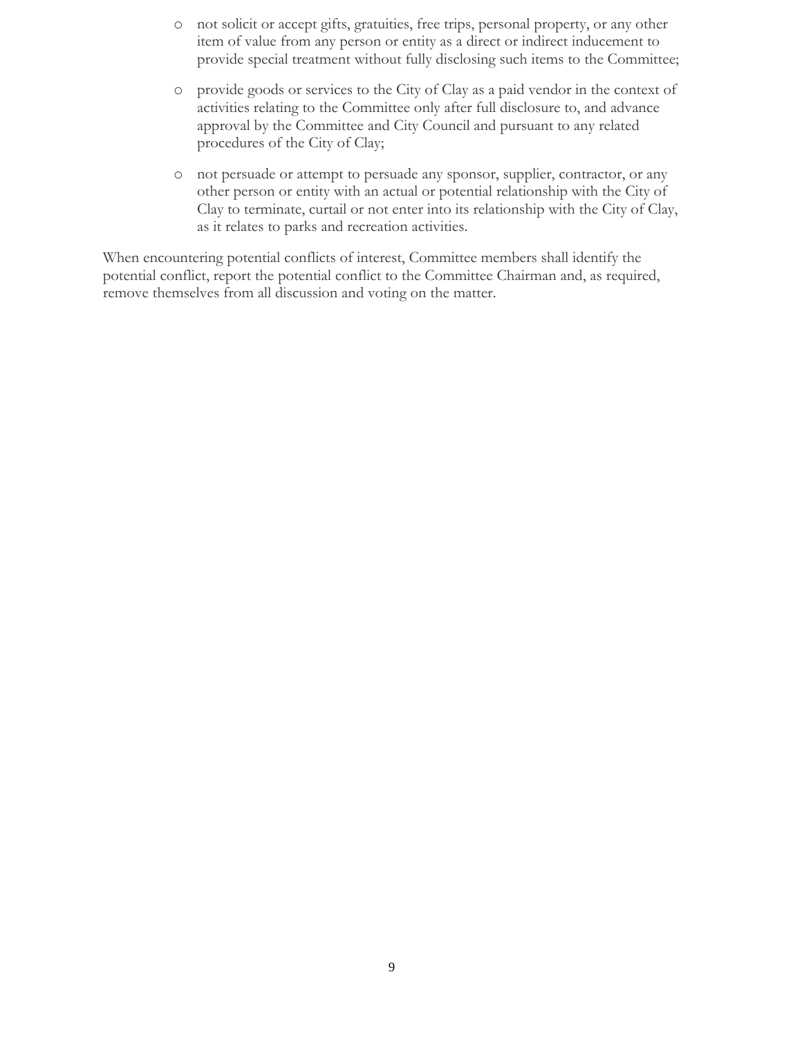- not solicit or accept gifts, gratuities, free trips, personal property, or any other item of value from any person or entity as a direct or indirect inducement to provide special treatment without fully disclosing such items to the Committee;
- provide goods or services to the City of Clay as a paid vendor in the context of activities relating to the Committee only after full disclosure to, and advance approval by the Committee and City Council and pursuant to any related procedures of the City of Clay;
- not persuade or attempt to persuade any sponsor, supplier, contractor, or any other person or entity with an actual or potential relationship with the City of Clay to terminate, curtail or not enter into its relationship with the City of Clay, as it relates to parks and recreation activities.

When encountering potential conflicts of interest, Committee members shall identify the potential conflict, report the potential conflict to the Committee Chairman and, as required, remove themselves from all discussion and voting on the matter.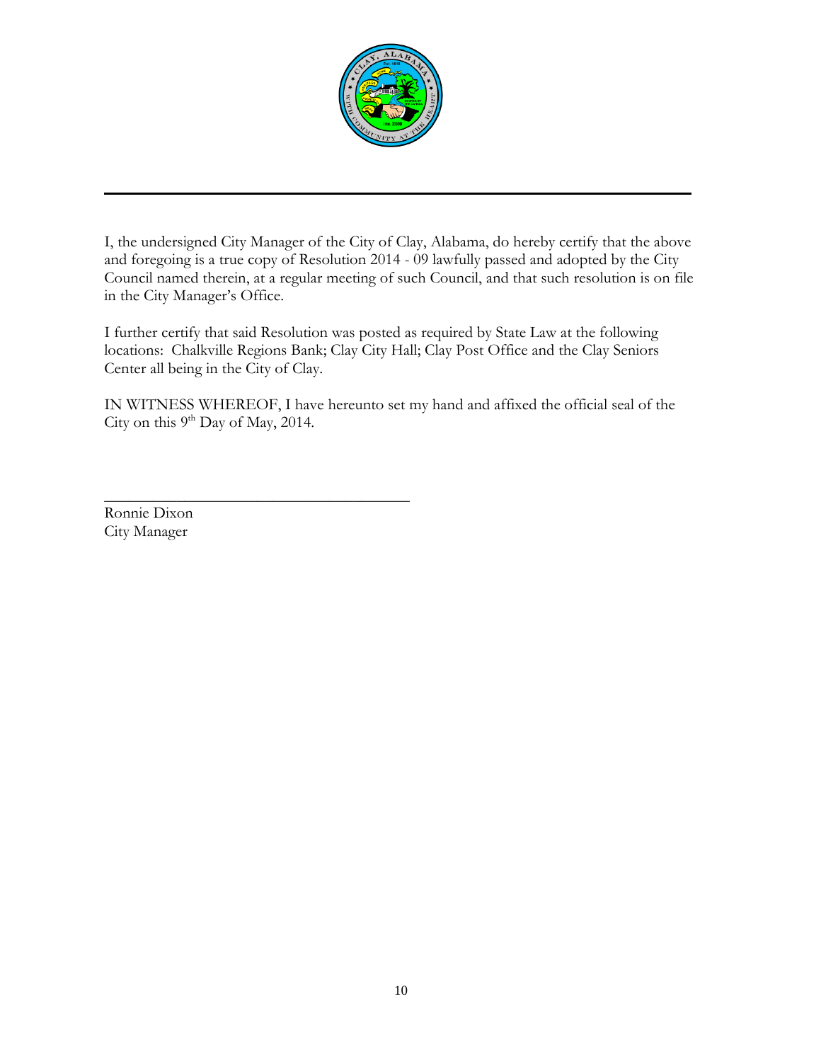I, the undersigned City Manager of the City of Clay, Alabama, do hereby certify that the above and foregoing is a true copy of Resolution 2014 - 09 lawfully passed and adopted by the City Council named therein, at a regular meeting of such Council, and that such resolution is on file in the City Manager's Office.

I further certify that said Resolution was posted as required by State Law at the following locations: Chalkville Regions Bank; Clay City Hall; Clay Post Office and the Clay Seniors Center all being in the City of Clay.

IN WITNESS WHEREOF, I have hereunto set my hand and affixed the official seal of the City on this 9th Day of May, 2014.

\_\_\_\_\_\_\_\_\_\_\_\_\_\_\_\_\_\_\_\_\_\_\_\_\_\_\_\_\_\_\_\_\_\_\_\_\_\_\_\_

Ronnie Dixon
City Manager